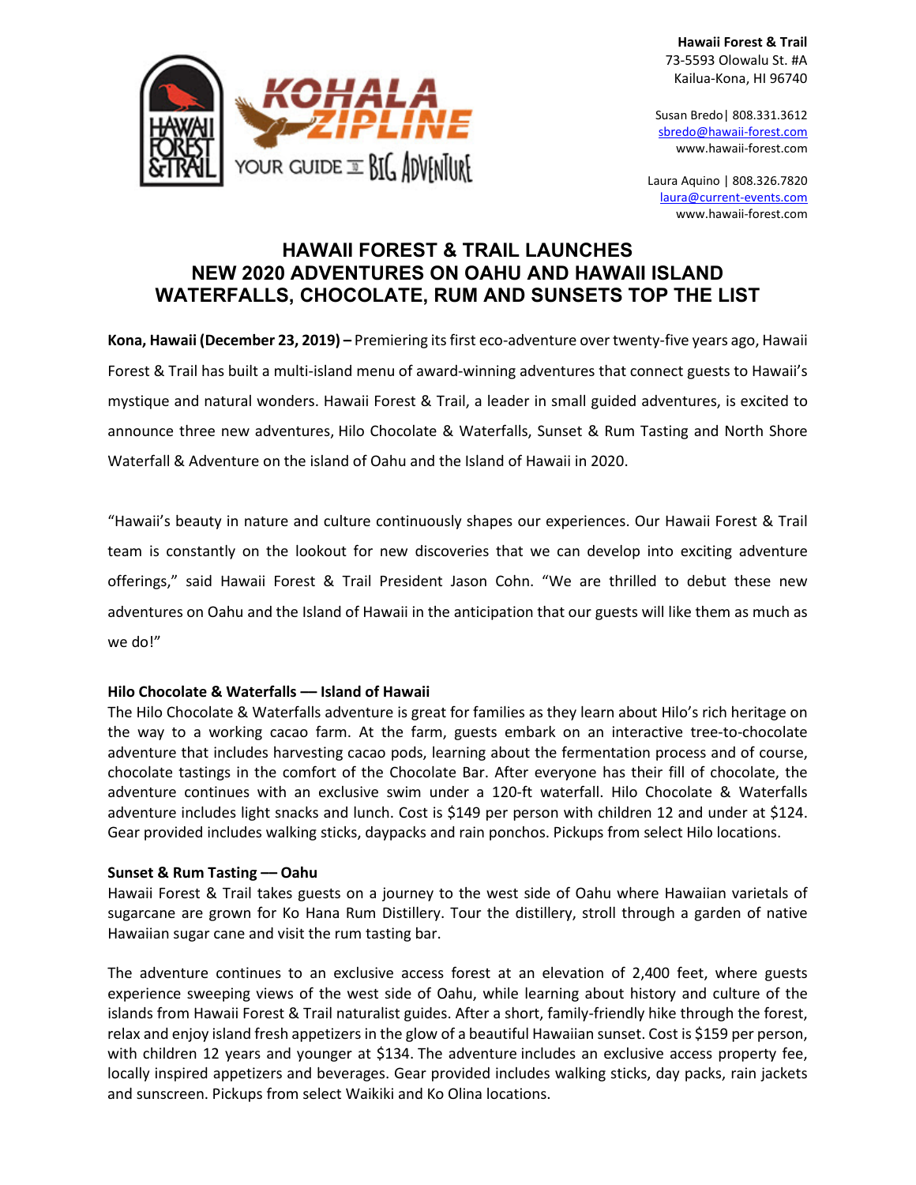Hawaii Forest & Trail
73-5593 Olowalu St. #A
Kailua-Kona, HI 96740

Susan Bredo| 808.331.3612
sbredo@hawaii-forest.com
www.hawaii-forest.com

Laura Aquino | 808.326.7820
laura@current-events.com
www.hawaii-forest.com

# HAWAII FOREST & TRAIL LAUNCHES NEW 2020 ADVENTURES ON OAHU AND HAWAII ISLAND WATERFALLS, CHOCOLATE, RUM AND SUNSETS TOP THE LIST

**Kona, Hawaii (December 23, 2019) –** Premiering its first eco-adventure over twenty-five years ago, Hawaii Forest & Trail has built a multi-island menu of award-winning adventures that connect guests to Hawaii's mystique and natural wonders. Hawaii Forest & Trail, a leader in small guided adventures, is excited to announce three new adventures, Hilo Chocolate & Waterfalls, Sunset & Rum Tasting and North Shore Waterfall & Adventure on the island of Oahu and the Island of Hawaii in 2020.

"Hawaii's beauty in nature and culture continuously shapes our experiences. Our Hawaii Forest & Trail team is constantly on the lookout for new discoveries that we can develop into exciting adventure offerings," said Hawaii Forest & Trail President Jason Cohn. "We are thrilled to debut these new adventures on Oahu and the Island of Hawaii in the anticipation that our guests will like them as much as we do!"

**Hilo Chocolate & Waterfalls — Island of Hawaii**
The Hilo Chocolate & Waterfalls adventure is great for families as they learn about Hilo's rich heritage on the way to a working cacao farm. At the farm, guests embark on an interactive tree-to-chocolate adventure that includes harvesting cacao pods, learning about the fermentation process and of course, chocolate tastings in the comfort of the Chocolate Bar. After everyone has their fill of chocolate, the adventure continues with an exclusive swim under a 120-ft waterfall. Hilo Chocolate & Waterfalls adventure includes light snacks and lunch. Cost is $149 per person with children 12 and under at $124. Gear provided includes walking sticks, daypacks and rain ponchos. Pickups from select Hilo locations.

**Sunset & Rum Tasting –– Oahu**
Hawaii Forest & Trail takes guests on a journey to the west side of Oahu where Hawaiian varietals of sugarcane are grown for Ko Hana Rum Distillery. Tour the distillery, stroll through a garden of native Hawaiian sugar cane and visit the rum tasting bar.

The adventure continues to an exclusive access forest at an elevation of 2,400 feet, where guests experience sweeping views of the west side of Oahu, while learning about history and culture of the islands from Hawaii Forest & Trail naturalist guides. After a short, family-friendly hike through the forest, relax and enjoy island fresh appetizers in the glow of a beautiful Hawaiian sunset. Cost is $159 per person, with children 12 years and younger at $134. The adventure includes an exclusive access property fee, locally inspired appetizers and beverages. Gear provided includes walking sticks, day packs, rain jackets and sunscreen. Pickups from select Waikiki and Ko Olina locations.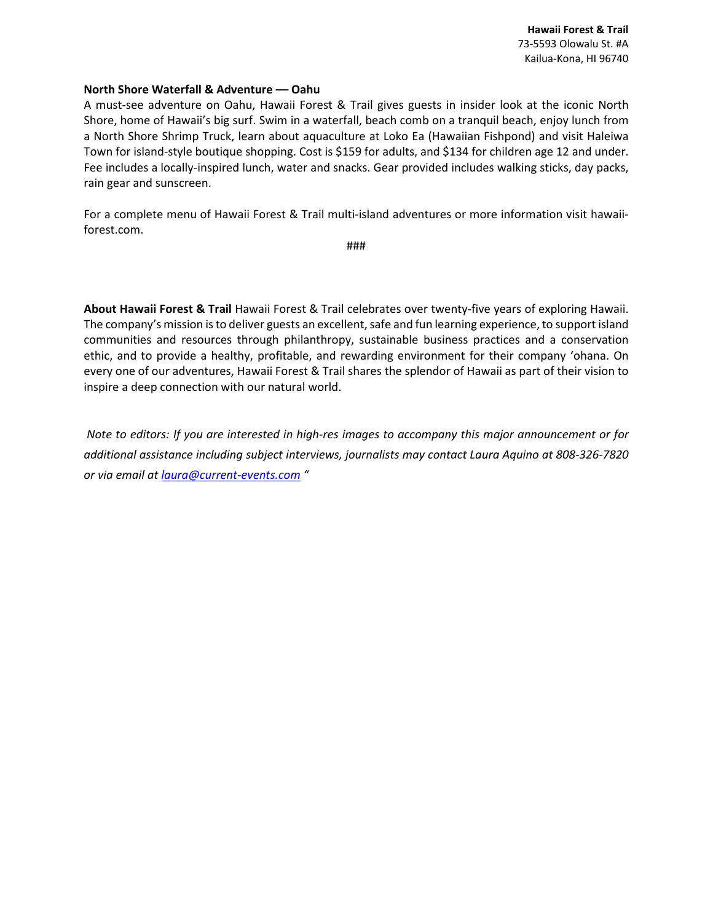**Hawaii Forest & Trail**
73-5593 Olowalu St. #A
Kailua-Kona, HI 96740

**North Shore Waterfall & Adventure –– Oahu**
A must-see adventure on Oahu, Hawaii Forest & Trail gives guests in insider look at the iconic North Shore, home of Hawaii's big surf. Swim in a waterfall, beach comb on a tranquil beach, enjoy lunch from a North Shore Shrimp Truck, learn about aquaculture at Loko Ea (Hawaiian Fishpond) and visit Haleiwa Town for island-style boutique shopping. Cost is $159 for adults, and $134 for children age 12 and under. Fee includes a locally-inspired lunch, water and snacks. Gear provided includes walking sticks, day packs, rain gear and sunscreen.

For a complete menu of Hawaii Forest & Trail multi-island adventures or more information visit hawaii-forest.com.

###

**About Hawaii Forest & Trail** Hawaii Forest & Trail celebrates over twenty-five years of exploring Hawaii. The company's mission is to deliver guests an excellent, safe and fun learning experience, to support island communities and resources through philanthropy, sustainable business practices and a conservation ethic, and to provide a healthy, profitable, and rewarding environment for their company 'ohana. On every one of our adventures, Hawaii Forest & Trail shares the splendor of Hawaii as part of their vision to inspire a deep connection with our natural world.

*Note to editors: If you are interested in high-res images to accompany this major announcement or for additional assistance including subject interviews, journalists may contact Laura Aquino at 808-326-7820 or via email at laura@current-events.com "*